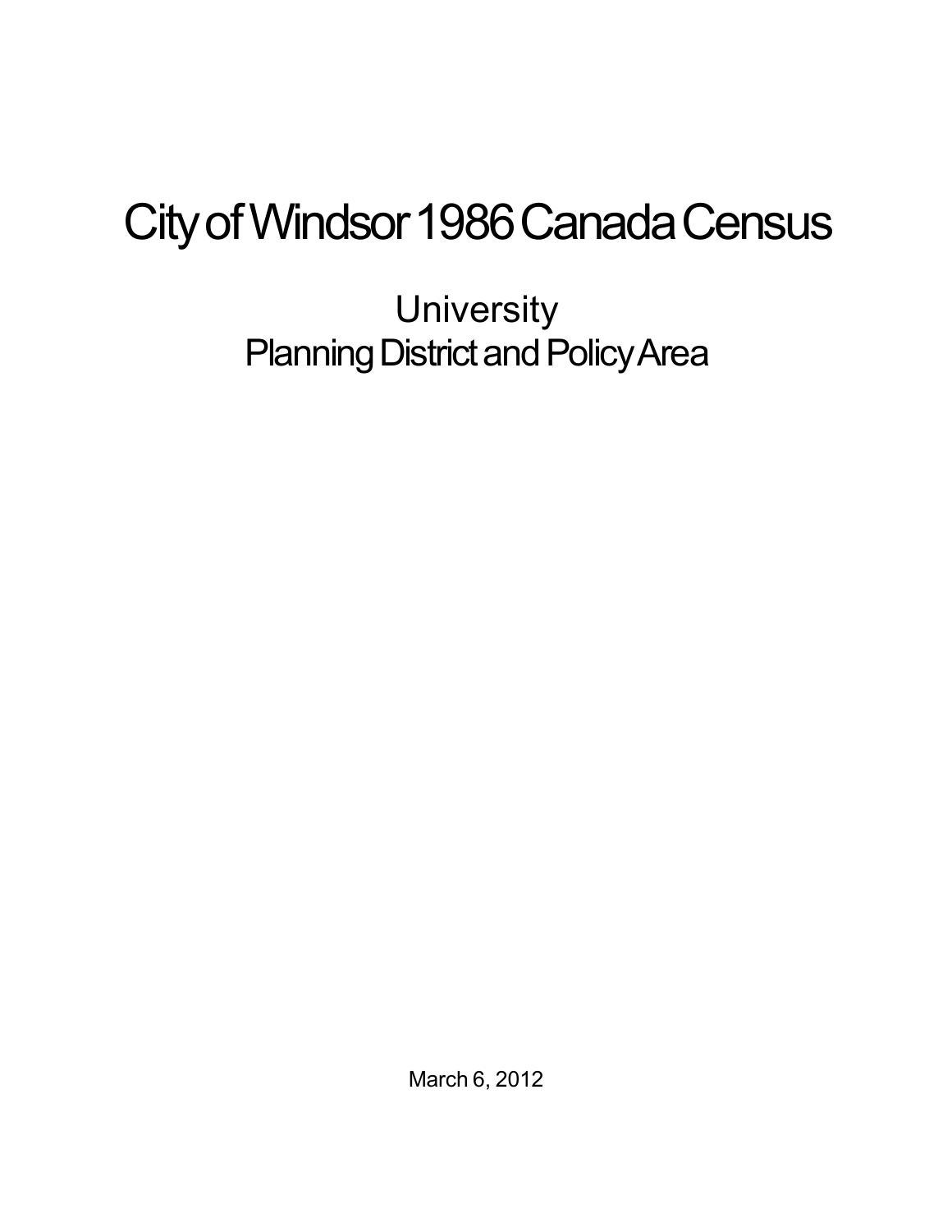# City of Windsor 1986 Canada Census

## University
## Planning District and Policy Area

March 6, 2012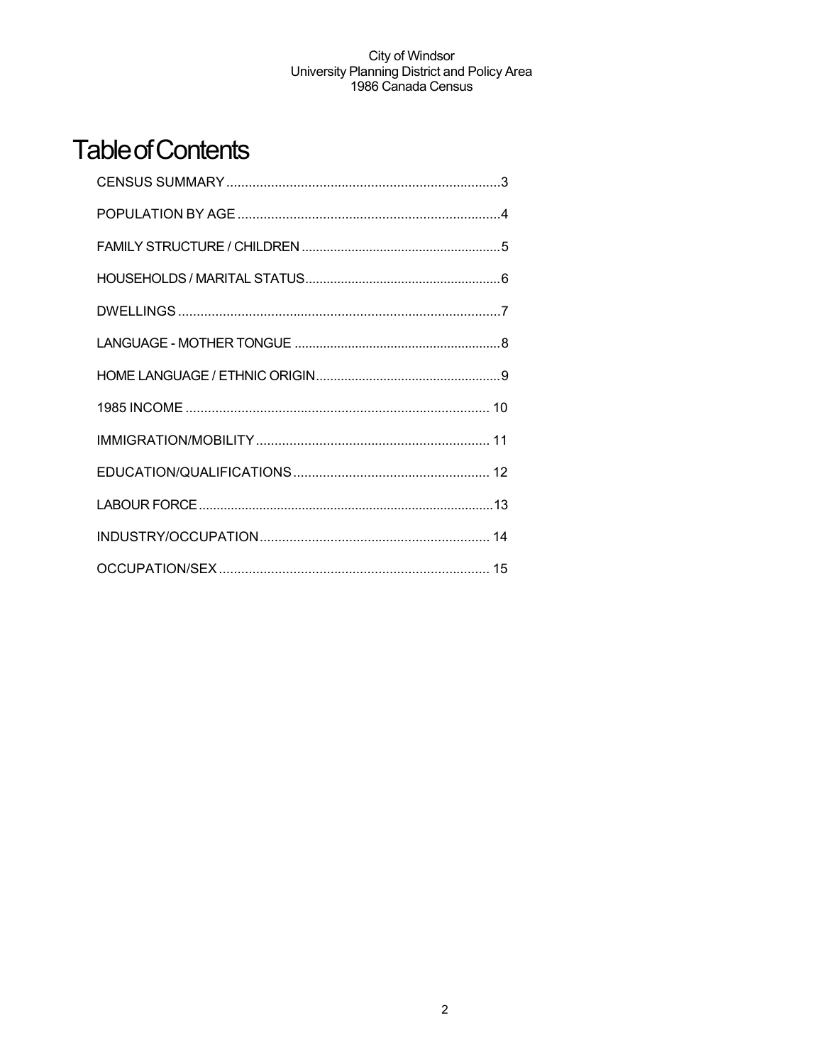# Table of Contents

CENSUS SUMMARY ....................................................................... 3

POPULATION BY AGE ................................................................... 4

FAMILY STRUCTURE / CHILDREN ................................................... 5

HOUSEHOLDS / MARITAL STATUS .................................................. 6

DWELLINGS ................................................................................... 7

LANGUAGE - MOTHER TONGUE ..................................................... 8

HOME LANGUAGE / ETHNIC ORIGIN ............................................... 9

1985 INCOME ................................................................................ 10

IMMIGRATION/MOBILITY ............................................................... 11

EDUCATION/QUALIFICATIONS ...................................................... 12

LABOUR FORCE ............................................................................ 13

INDUSTRY/OCCUPATION .............................................................. 14

OCCUPATION/SEX ........................................................................ 15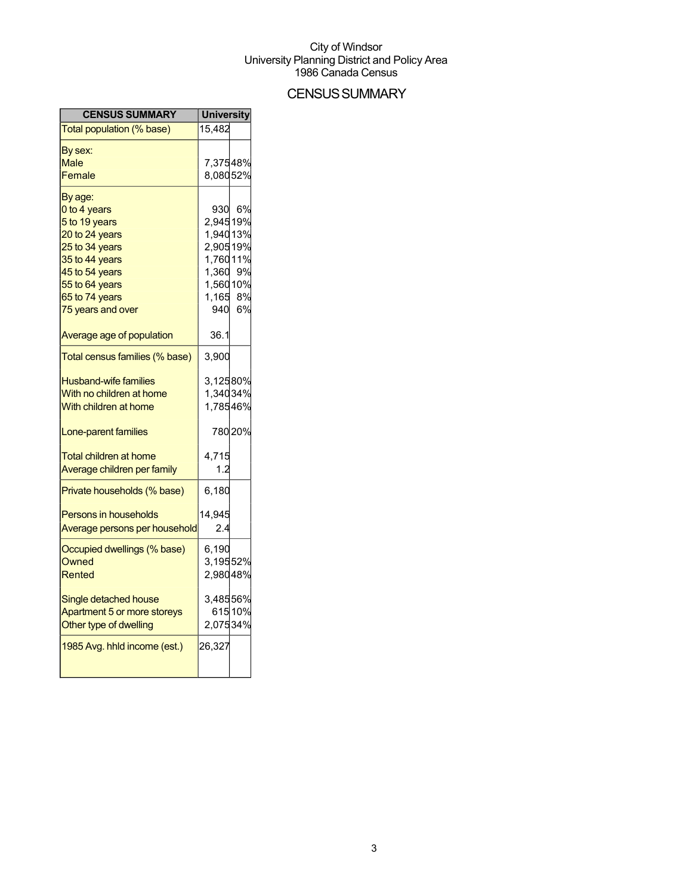City of Windsor
University Planning District and Policy Area
1986 Canada Census

# CENSUS SUMMARY

| CENSUS SUMMARY | University | |
|---|---|---|
| Total population (% base) | 15,482 | |
| By sex: | | |
| Male | 7,375 | 48% |
| Female | 8,080 | 52% |
| By age: | | |
| 0 to 4 years | 930 | 6% |
| 5 to 19 years | 2,945 | 19% |
| 20 to 24 years | 1,940 | 13% |
| 25 to 34 years | 2,905 | 19% |
| 35 to 44 years | 1,760 | 11% |
| 45 to 54 years | 1,360 | 9% |
| 55 to 64 years | 1,560 | 10% |
| 65 to 74 years | 1,165 | 8% |
| 75 years and over | 940 | 6% |
| Average age of population | 36.1 | |
| Total census families (% base) | 3,900 | |
| Husband-wife families | 3,125 | 80% |
| With no children at home | 1,340 | 34% |
| With children at home | 1,785 | 46% |
| Lone-parent families | 780 | 20% |
| Total children at home | 4,715 | |
| Average children per family | 1.2 | |
| Private households (% base) | 6,180 | |
| Persons in households | 14,945 | |
| Average persons per household | 2.4 | |
| Occupied dwellings (% base) | 6,190 | |
| Owned | 3,195 | 52% |
| Rented | 2,980 | 48% |
| Single detached house | 3,485 | 56% |
| Apartment 5 or more storeys | 615 | 10% |
| Other type of dwelling | 2,075 | 34% |
| 1985 Avg. hhld income (est.) | 26,327 | |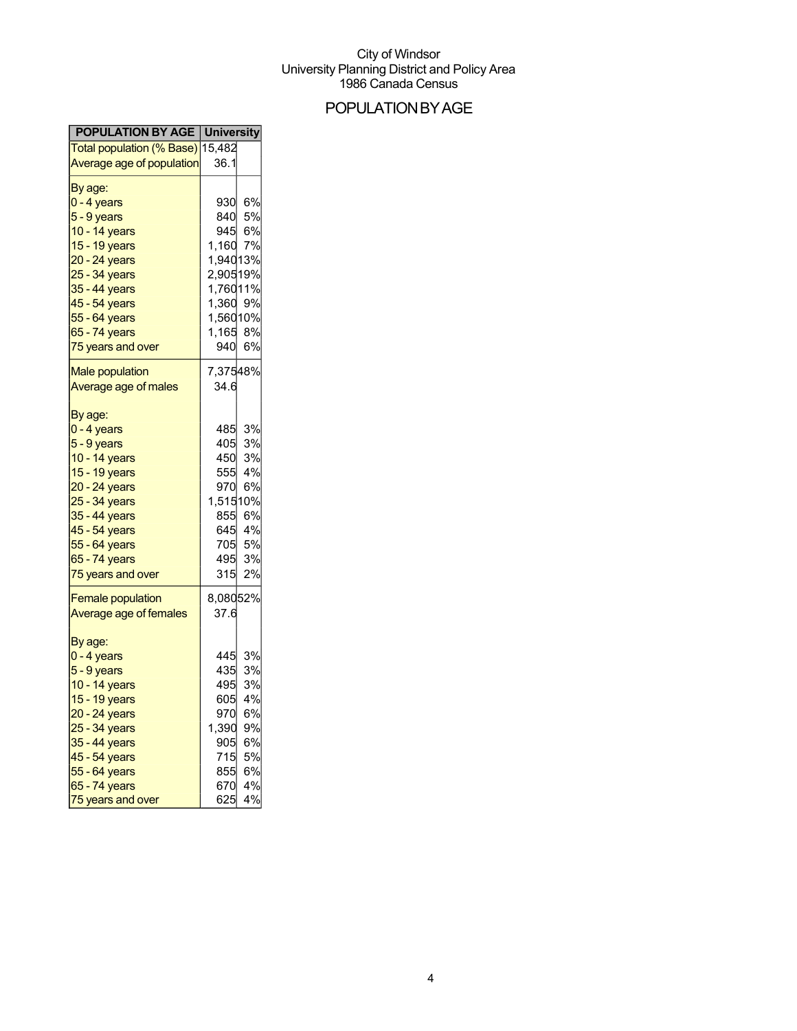City of Windsor
University Planning District and Policy Area
1986 Canada Census

# POPULATION BY AGE

| POPULATION BY AGE | University | |
|---|---|---|
| Total population (% Base) | 15,482 | |
| Average age of population | 36.1 | |
| By age: | | |
| 0 - 4 years | 930 | 6% |
| 5 - 9 years | 840 | 5% |
| 10 - 14 years | 945 | 6% |
| 15 - 19 years | 1,160 | 7% |
| 20 - 24 years | 1,940 | 13% |
| 25 - 34 years | 2,905 | 19% |
| 35 - 44 years | 1,760 | 11% |
| 45 - 54 years | 1,360 | 9% |
| 55 - 64 years | 1,560 | 10% |
| 65 - 74 years | 1,165 | 8% |
| 75 years and over | 940 | 6% |
| Male population | 7,375 | 48% |
| Average age of males | 34.6 | |
| By age: | | |
| 0 - 4 years | 485 | 3% |
| 5 - 9 years | 405 | 3% |
| 10 - 14 years | 450 | 3% |
| 15 - 19 years | 555 | 4% |
| 20 - 24 years | 970 | 6% |
| 25 - 34 years | 1,515 | 10% |
| 35 - 44 years | 855 | 6% |
| 45 - 54 years | 645 | 4% |
| 55 - 64 years | 705 | 5% |
| 65 - 74 years | 495 | 3% |
| 75 years and over | 315 | 2% |
| Female population | 8,080 | 52% |
| Average age of females | 37.6 | |
| By age: | | |
| 0 - 4 years | 445 | 3% |
| 5 - 9 years | 435 | 3% |
| 10 - 14 years | 495 | 3% |
| 15 - 19 years | 605 | 4% |
| 20 - 24 years | 970 | 6% |
| 25 - 34 years | 1,390 | 9% |
| 35 - 44 years | 905 | 6% |
| 45 - 54 years | 715 | 5% |
| 55 - 64 years | 855 | 6% |
| 65 - 74 years | 670 | 4% |
| 75 years and over | 625 | 4% |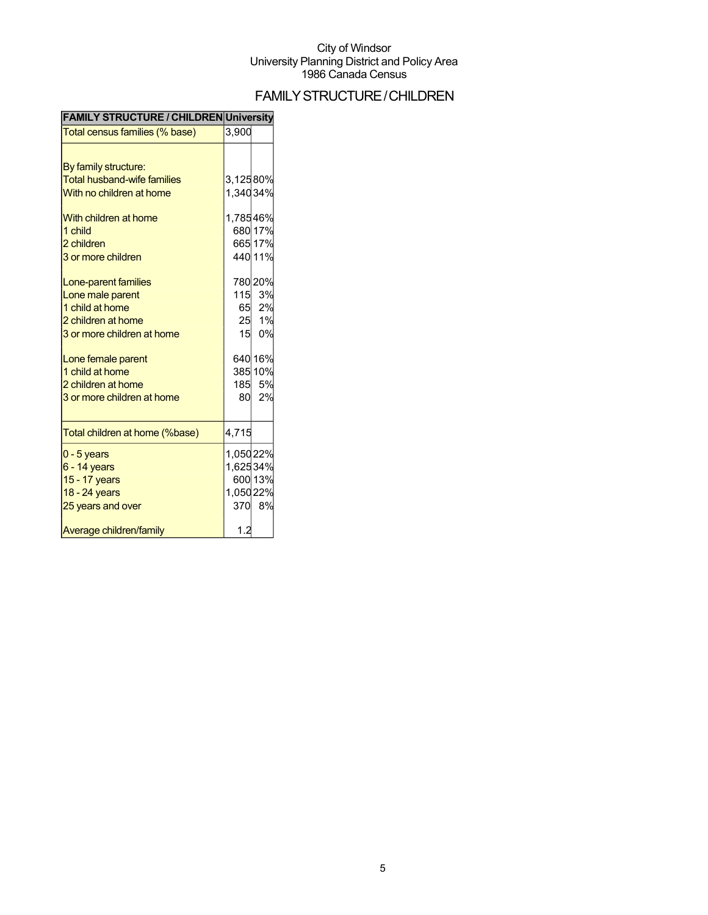City of Windsor
University Planning District and Policy Area
1986 Canada Census

# FAMILY STRUCTURE / CHILDREN

| FAMILY STRUCTURE / CHILDREN | University | |
|---|---|---|
| Total census families (% base) | 3,900 | |
| | | |
| By family structure: | | |
| Total husband-wife families | 3,125 | 80% |
| With no children at home | 1,340 | 34% |
| | | |
| With children at home | 1,785 | 46% |
| 1 child | 680 | 17% |
| 2 children | 665 | 17% |
| 3 or more children | 440 | 11% |
| | | |
| Lone-parent families | 780 | 20% |
| Lone male parent | 115 | 3% |
| 1 child at home | 65 | 2% |
| 2 children at home | 25 | 1% |
| 3 or more children at home | 15 | 0% |
| | | |
| Lone female parent | 640 | 16% |
| 1 child at home | 385 | 10% |
| 2 children at home | 185 | 5% |
| 3 or more children at home | 80 | 2% |
| | | |
| Total children at home (%base) | 4,715 | |
| 0 - 5 years | 1,050 | 22% |
| 6 - 14 years | 1,625 | 34% |
| 15 - 17 years | 600 | 13% |
| 18 - 24 years | 1,050 | 22% |
| 25 years and over | 370 | 8% |
| | | |
| Average children/family | 1.2 | |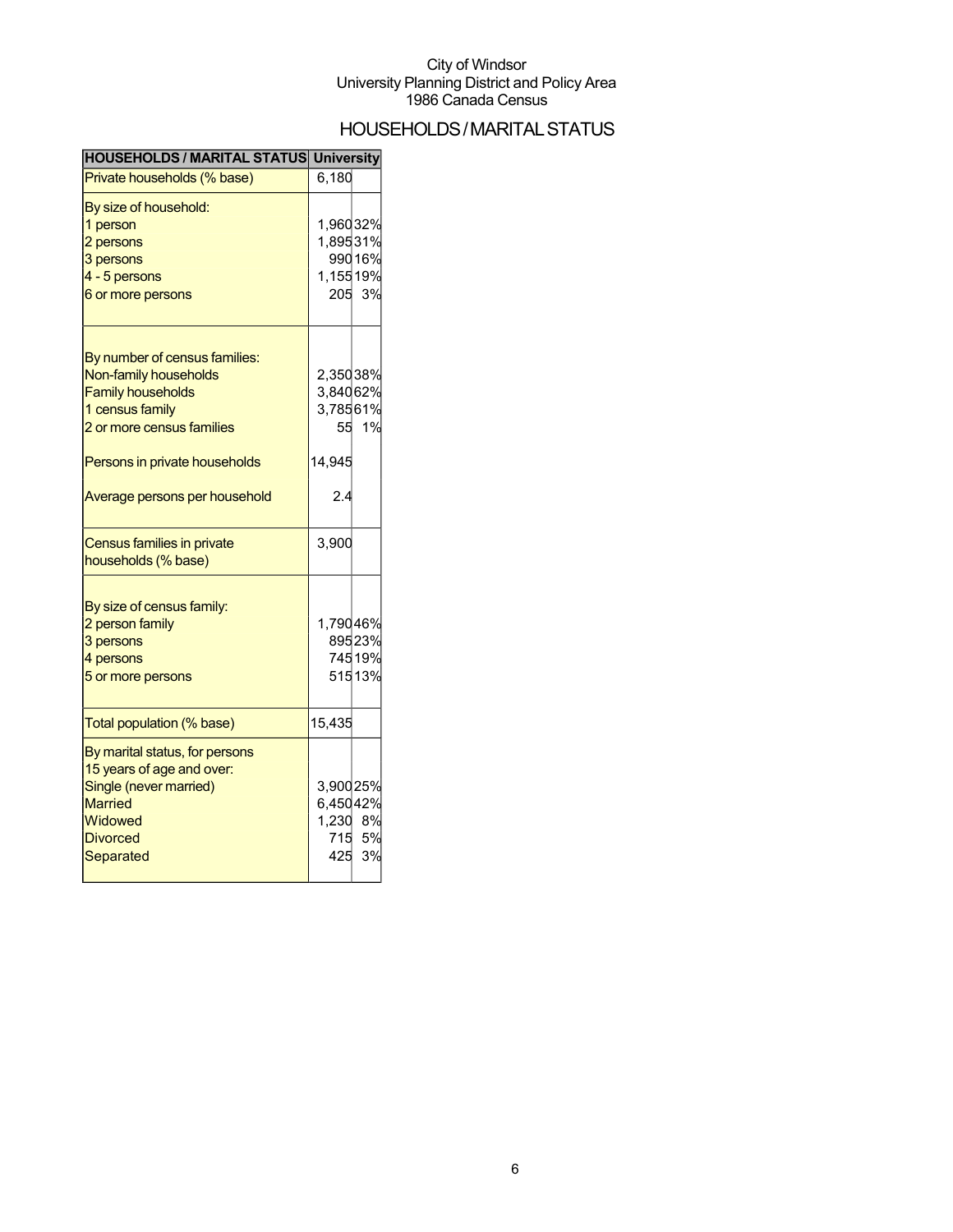City of Windsor
University Planning District and Policy Area
1986 Canada Census

# HOUSEHOLDS / MARITAL STATUS

| HOUSEHOLDS / MARITAL STATUS | University | |
|---|---|---|
| Private households (% base) | 6,180 | |
| By size of household: | | |
| 1 person | 1,960 | 32% |
| 2 persons | 1,895 | 31% |
| 3 persons | 990 | 16% |
| 4 - 5 persons | 1,155 | 19% |
| 6 or more persons | 205 | 3% |
| By number of census families: | | |
| Non-family households | 2,350 | 38% |
| Family households | 3,840 | 62% |
| 1 census family | 3,785 | 61% |
| 2 or more census families | 55 | 1% |
| Persons in private households | 14,945 | |
| Average persons per household | 2.4 | |
| Census families in private households (% base) | 3,900 | |
| By size of census family: | | |
| 2 person family | 1,790 | 46% |
| 3 persons | 895 | 23% |
| 4 persons | 745 | 19% |
| 5 or more persons | 515 | 13% |
| Total population (% base) | 15,435 | |
| By marital status, for persons 15 years of age and over: | | |
| Single (never married) | 3,900 | 25% |
| Married | 6,450 | 42% |
| Widowed | 1,230 | 8% |
| Divorced | 715 | 5% |
| Separated | 425 | 3% |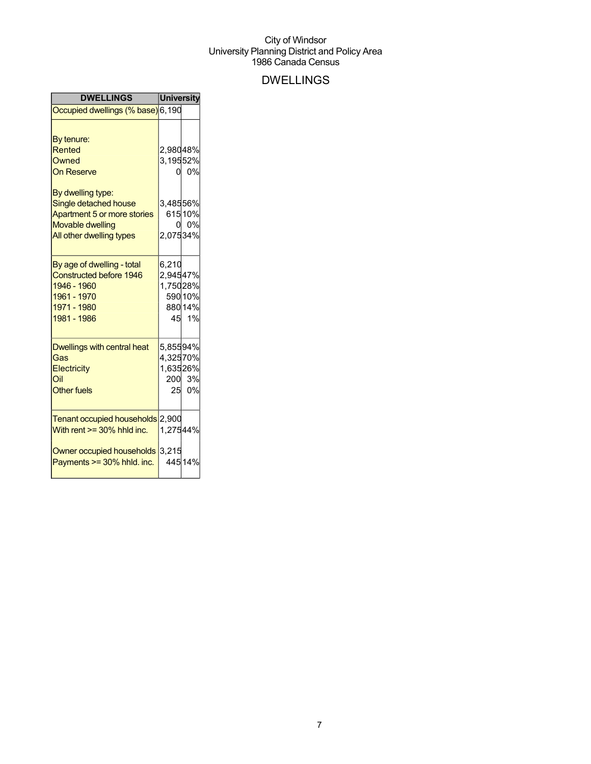City of Windsor
University Planning District and Policy Area
1986 Canada Census

# DWELLINGS

| DWELLINGS | University | |
|---|---|---|
| Occupied dwellings (% base) | 6,190 | |
| | | |
| By tenure: | | |
| Rented | 2,980 | 48% |
| Owned | 3,195 | 52% |
| On Reserve | 0 | 0% |
| | | |
| By dwelling type: | | |
| Single detached house | 3,485 | 56% |
| Apartment 5 or more stories | 615 | 10% |
| Movable dwelling | 0 | 0% |
| All other dwelling types | 2,075 | 34% |
| | | |
| By age of dwelling - total | 6,210 | |
| Constructed before 1946 | 2,945 | 47% |
| 1946 - 1960 | 1,750 | 28% |
| 1961 - 1970 | 590 | 10% |
| 1971 - 1980 | 880 | 14% |
| 1981 - 1986 | 45 | 1% |
| | | |
| Dwellings with central heat | 5,855 | 94% |
| Gas | 4,325 | 70% |
| Electricity | 1,635 | 26% |
| Oil | 200 | 3% |
| Other fuels | 25 | 0% |
| | | |
| Tenant occupied households | 2,900 | |
| With rent >= 30% hhld inc. | 1,275 | 44% |
| | | |
| Owner occupied households | 3,215 | |
| Payments >= 30% hhld. inc. | 445 | 14% |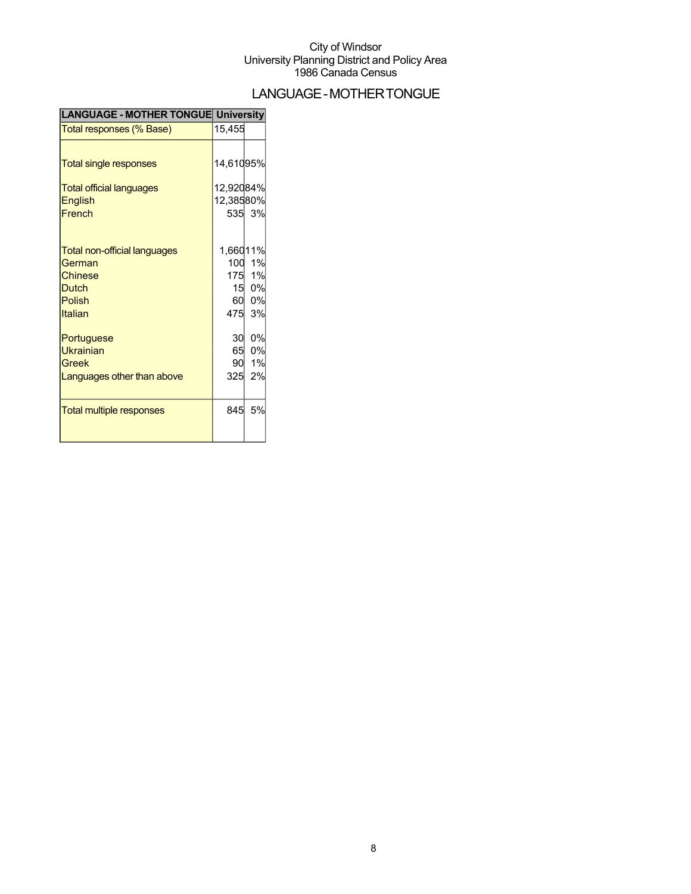City of Windsor
University Planning District and Policy Area
1986 Canada Census

# LANGUAGE - MOTHER TONGUE

| LANGUAGE - MOTHER TONGUE | University | |
|---|---|---|
| Total responses (% Base) | 15,455 | |
| Total single responses | 14,610 | 95% |
| Total official languages | 12,920 | 84% |
| English | 12,385 | 80% |
| French | 535 | 3% |
| Total non-official languages | 1,660 | 11% |
| German | 100 | 1% |
| Chinese | 175 | 1% |
| Dutch | 15 | 0% |
| Polish | 60 | 0% |
| Italian | 475 | 3% |
| Portuguese | 30 | 0% |
| Ukrainian | 65 | 0% |
| Greek | 90 | 1% |
| Languages other than above | 325 | 2% |
| Total multiple responses | 845 | 5% |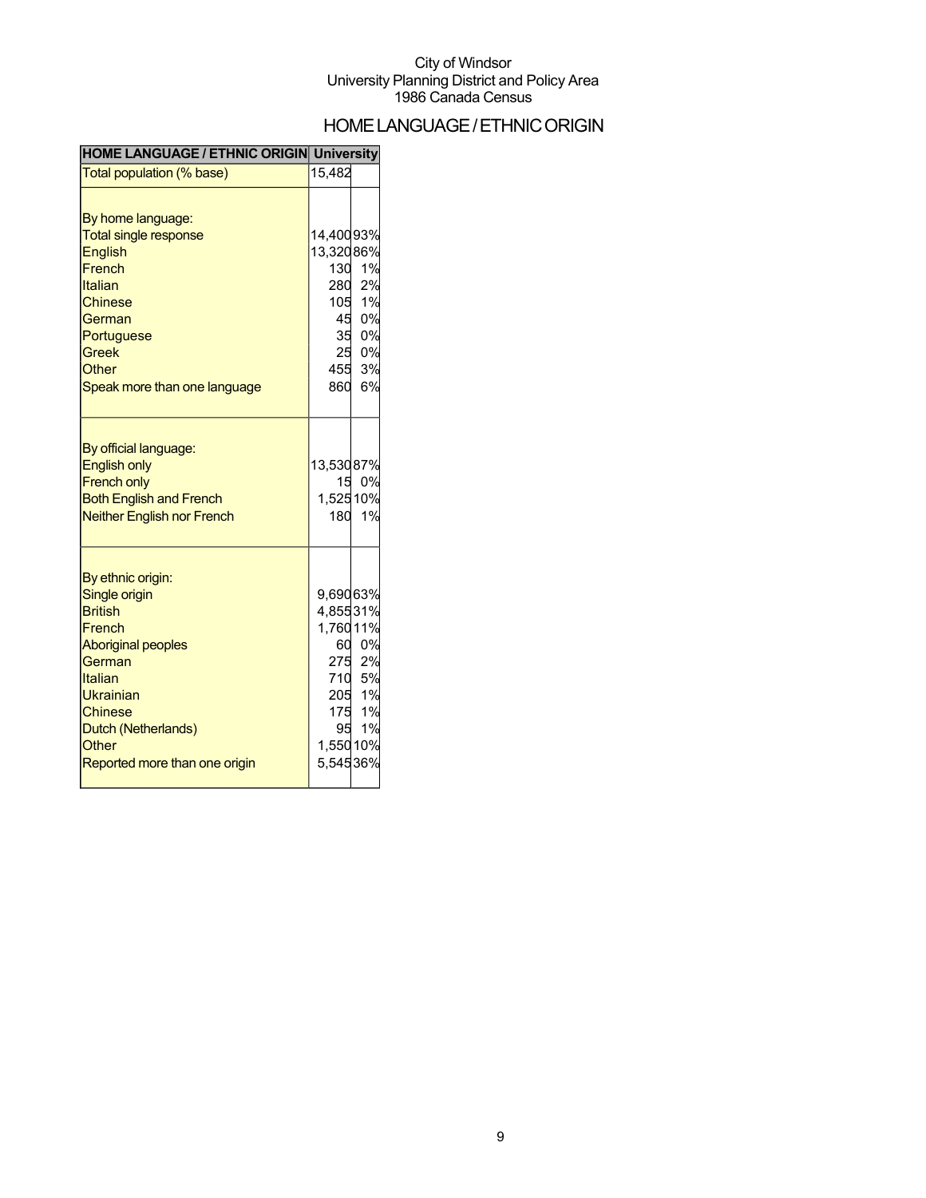City of Windsor
University Planning District and Policy Area
1986 Canada Census

# HOME LANGUAGE / ETHNIC ORIGIN

| HOME LANGUAGE / ETHNIC ORIGIN | University | |
|---|---|---|
| Total population (% base) | 15,482 | |
| By home language: | | |
| Total single response | 14,400 | 93% |
| English | 13,320 | 86% |
| French | 130 | 1% |
| Italian | 280 | 2% |
| Chinese | 105 | 1% |
| German | 45 | 0% |
| Portuguese | 35 | 0% |
| Greek | 25 | 0% |
| Other | 455 | 3% |
| Speak more than one language | 860 | 6% |
| By official language: | | |
| English only | 13,530 | 87% |
| French only | 15 | 0% |
| Both English and French | 1,525 | 10% |
| Neither English nor French | 180 | 1% |
| By ethnic origin: | | |
| Single origin | 9,690 | 63% |
| British | 4,855 | 31% |
| French | 1,760 | 11% |
| Aboriginal peoples | 60 | 0% |
| German | 275 | 2% |
| Italian | 710 | 5% |
| Ukrainian | 205 | 1% |
| Chinese | 175 | 1% |
| Dutch (Netherlands) | 95 | 1% |
| Other | 1,550 | 10% |
| Reported more than one origin | 5,545 | 36% |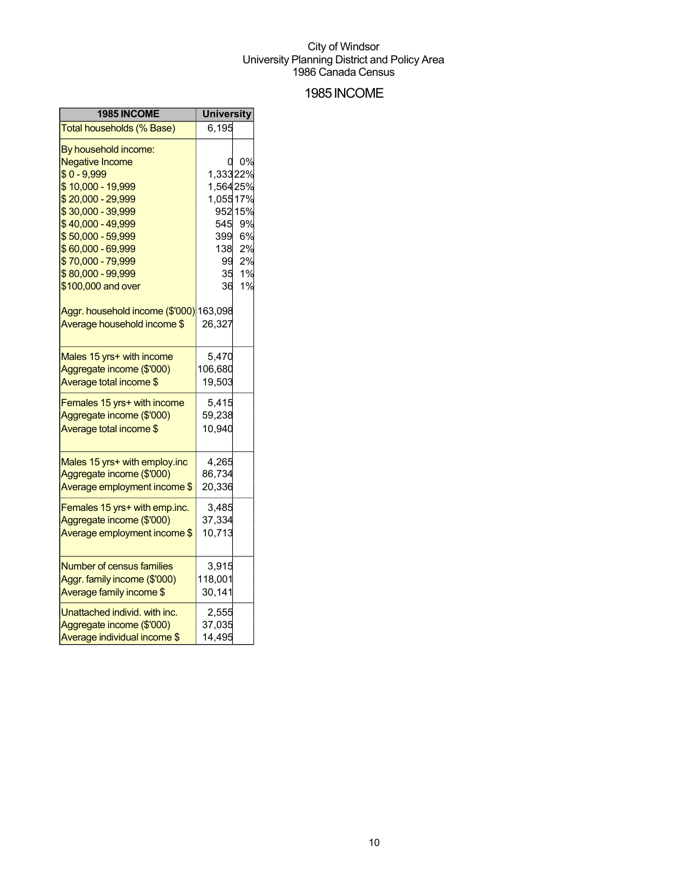City of Windsor
University Planning District and Policy Area
1986 Canada Census

# 1985 INCOME

| 1985 INCOME | University | |
|---|---|---|
| Total households (% Base) | 6,195 | |
| By household income: | | |
| Negative Income | 0 | 0% |
| $ 0 - 9,999 | 1,333 | 22% |
| $ 10,000 - 19,999 | 1,564 | 25% |
| $ 20,000 - 29,999 | 1,055 | 17% |
| $ 30,000 - 39,999 | 952 | 15% |
| $ 40,000 - 49,999 | 545 | 9% |
| $ 50,000 - 59,999 | 399 | 6% |
| $ 60,000 - 69,999 | 138 | 2% |
| $ 70,000 - 79,999 | 99 | 2% |
| $ 80,000 - 99,999 | 35 | 1% |
| $100,000 and over | 36 | 1% |
| Aggr. household income ($'000) | 163,098 | |
| Average household income $ | 26,327 | |
| Males 15 yrs+ with income | 5,470 | |
| Aggregate income ($'000) | 106,680 | |
| Average total income $ | 19,503 | |
| Females 15 yrs+ with income | 5,415 | |
| Aggregate income ($'000) | 59,238 | |
| Average total income $ | 10,940 | |
| Males 15 yrs+ with employ.inc | 4,265 | |
| Aggregate income ($'000) | 86,734 | |
| Average employment income $ | 20,336 | |
| Females 15 yrs+ with emp.inc. | 3,485 | |
| Aggregate income ($'000) | 37,334 | |
| Average employment income $ | 10,713 | |
| Number of census families | 3,915 | |
| Aggr. family income ($'000) | 118,001 | |
| Average family income $ | 30,141 | |
| Unattached individ. with inc. | 2,555 | |
| Aggregate income ($'000) | 37,035 | |
| Average individual income $ | 14,495 | |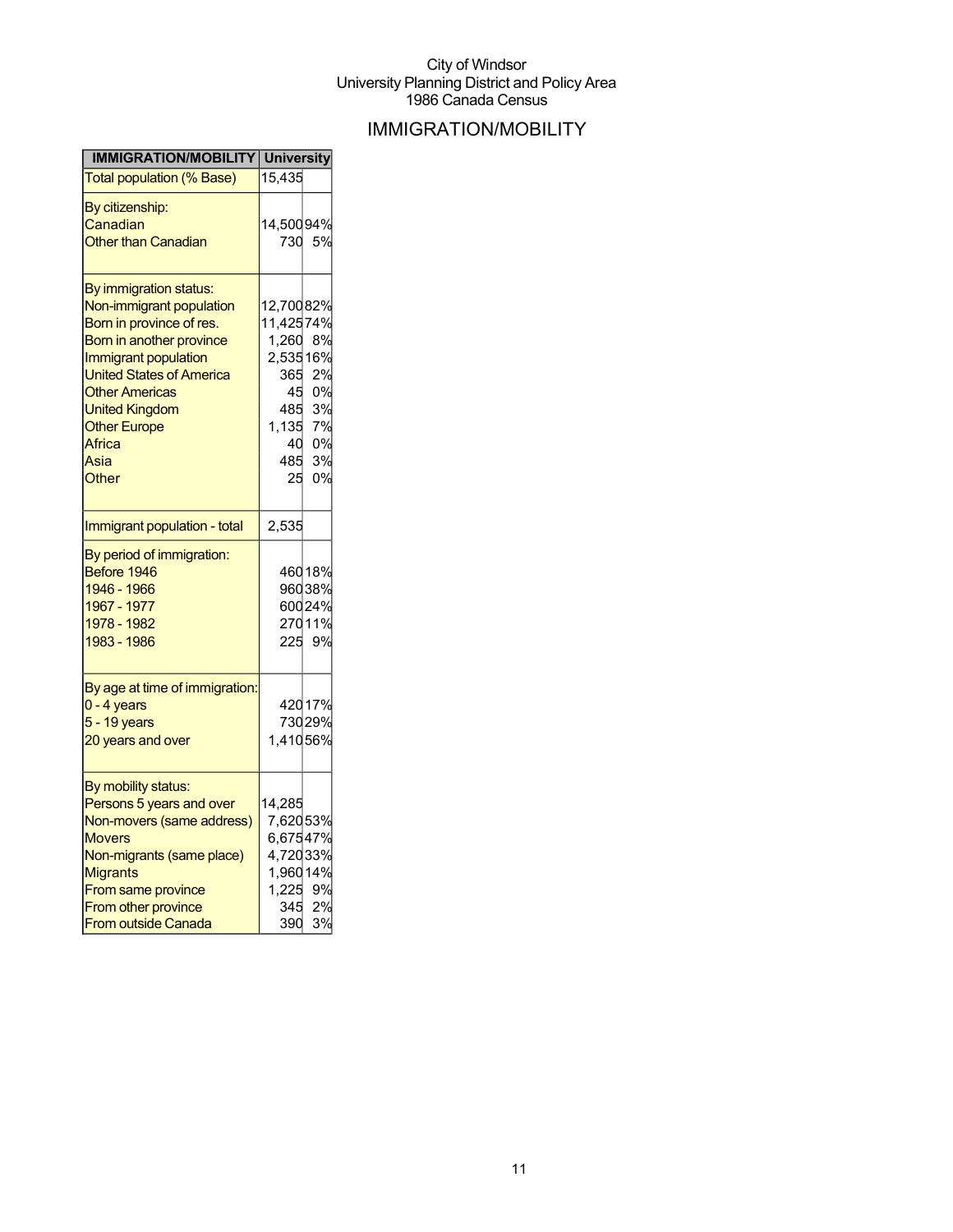City of Windsor
University Planning District and Policy Area
1986 Canada Census

# IMMIGRATION/MOBILITY

| IMMIGRATION/MOBILITY | University | |
|---|---|---|
| Total population (% Base) | 15,435 | |
| By citizenship: | | |
| Canadian | 14,500 | 94% |
| Other than Canadian | 730 | 5% |
| By immigration status: | | |
| Non-immigrant population | 12,700 | 82% |
| Born in province of res. | 11,425 | 74% |
| Born in another province | 1,260 | 8% |
| Immigrant population | 2,535 | 16% |
| United States of America | 365 | 2% |
| Other Americas | 45 | 0% |
| United Kingdom | 485 | 3% |
| Other Europe | 1,135 | 7% |
| Africa | 40 | 0% |
| Asia | 485 | 3% |
| Other | 25 | 0% |
| Immigrant population - total | 2,535 | |
| By period of immigration: | | |
| Before 1946 | 460 | 18% |
| 1946 - 1966 | 960 | 38% |
| 1967 - 1977 | 600 | 24% |
| 1978 - 1982 | 270 | 11% |
| 1983 - 1986 | 225 | 9% |
| By age at time of immigration: | | |
| 0 - 4 years | 420 | 17% |
| 5 - 19 years | 730 | 29% |
| 20 years and over | 1,410 | 56% |
| By mobility status: | | |
| Persons 5 years and over | 14,285 | |
| Non-movers (same address) | 7,620 | 53% |
| Movers | 6,675 | 47% |
| Non-migrants (same place) | 4,720 | 33% |
| Migrants | 1,960 | 14% |
| From same province | 1,225 | 9% |
| From other province | 345 | 2% |
| From outside Canada | 390 | 3% |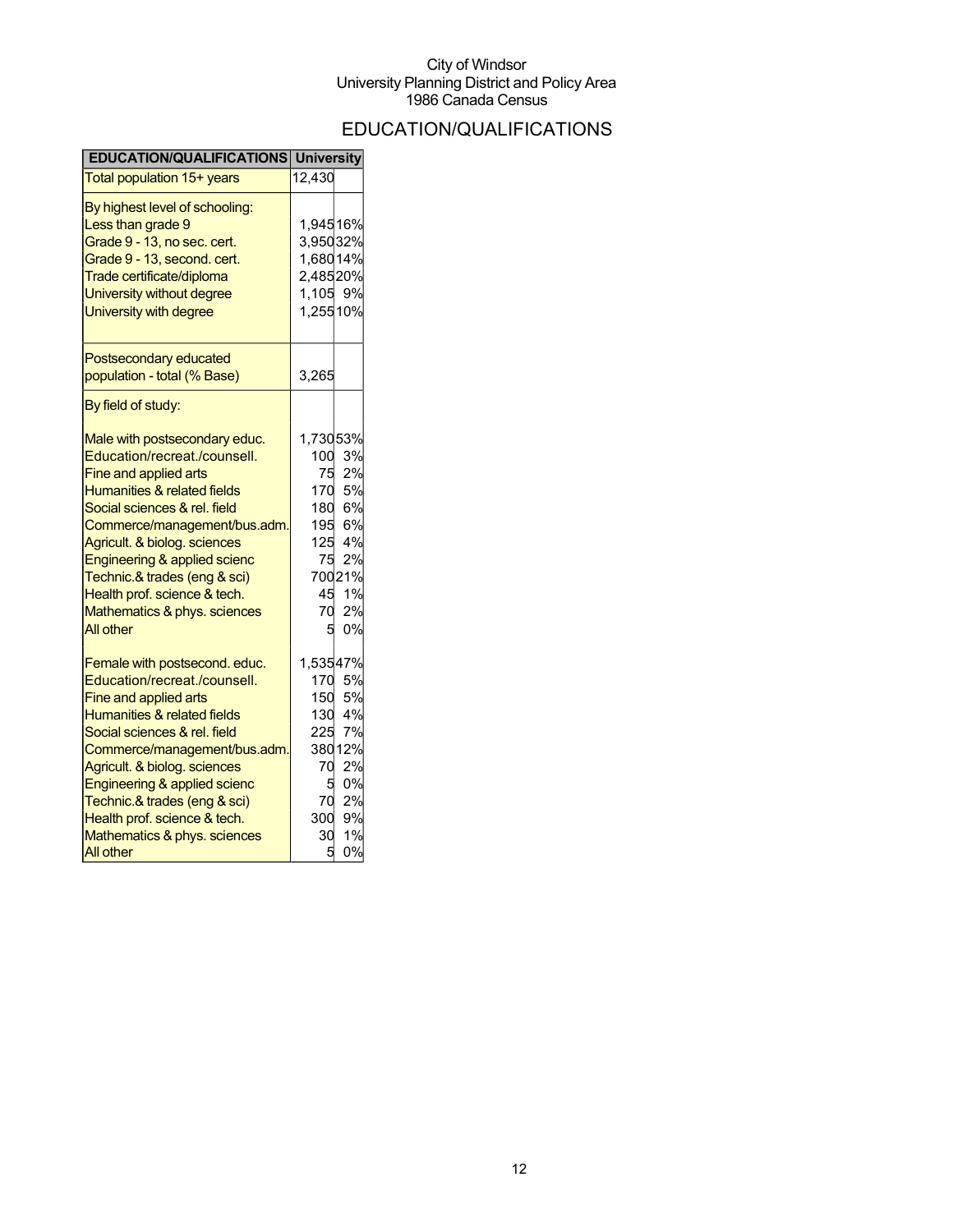City of Windsor
University Planning District and Policy Area
1986 Canada Census

# EDUCATION/QUALIFICATIONS

| EDUCATION/QUALIFICATIONS | University | |
|---|---|---|
| Total population 15+ years | 12,430 | |
| By highest level of schooling: | | |
| Less than grade 9 | 1,945 | 16% |
| Grade 9 - 13, no sec. cert. | 3,950 | 32% |
| Grade 9 - 13, second. cert. | 1,680 | 14% |
| Trade certificate/diploma | 2,485 | 20% |
| University without degree | 1,105 | 9% |
| University with degree | 1,255 | 10% |
| Postsecondary educated population - total (% Base) | 3,265 | |
| By field of study: | | |
| Male with postsecondary educ. | 1,730 | 53% |
| Education/recreat./counsell. | 100 | 3% |
| Fine and applied arts | 75 | 2% |
| Humanities & related fields | 170 | 5% |
| Social sciences & rel. field | 180 | 6% |
| Commerce/management/bus.adm. | 195 | 6% |
| Agricult. & biolog. sciences | 125 | 4% |
| Engineering & applied scienc | 75 | 2% |
| Technic.& trades (eng & sci) | 700 | 21% |
| Health prof. science & tech. | 45 | 1% |
| Mathematics & phys. sciences | 70 | 2% |
| All other | 5 | 0% |
| Female with postsecond. educ. | 1,535 | 47% |
| Education/recreat./counsell. | 170 | 5% |
| Fine and applied arts | 150 | 5% |
| Humanities & related fields | 130 | 4% |
| Social sciences & rel. field | 225 | 7% |
| Commerce/management/bus.adm. | 380 | 12% |
| Agricult. & biolog. sciences | 70 | 2% |
| Engineering & applied scienc | 5 | 0% |
| Technic.& trades (eng & sci) | 70 | 2% |
| Health prof. science & tech. | 300 | 9% |
| Mathematics & phys. sciences | 30 | 1% |
| All other | 5 | 0% |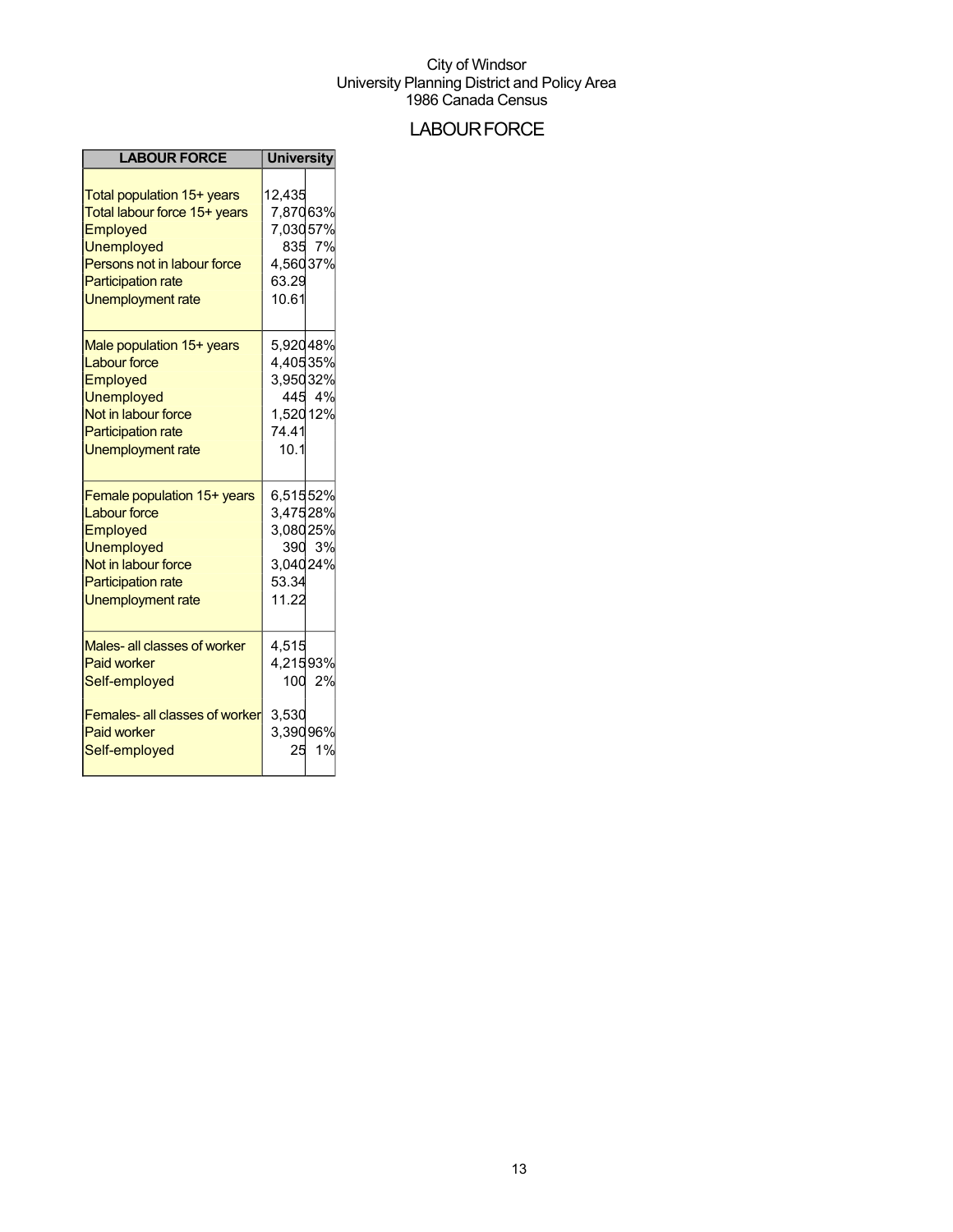City of Windsor
University Planning District and Policy Area
1986 Canada Census

# LABOUR FORCE

| LABOUR FORCE | University | |
|---|---|---|
| Total population 15+ years | 12,435 | |
| Total labour force 15+ years | 7,870 | 63% |
| Employed | 7,030 | 57% |
| Unemployed | 835 | 7% |
| Persons not in labour force | 4,560 | 37% |
| Participation rate | 63.29 | |
| Unemployment rate | 10.61 | |
| Male population 15+ years | 5,920 | 48% |
| Labour force | 4,405 | 35% |
| Employed | 3,950 | 32% |
| Unemployed | 445 | 4% |
| Not in labour force | 1,520 | 12% |
| Participation rate | 74.41 | |
| Unemployment rate | 10.1 | |
| Female population 15+ years | 6,515 | 52% |
| Labour force | 3,475 | 28% |
| Employed | 3,080 | 25% |
| Unemployed | 390 | 3% |
| Not in labour force | 3,040 | 24% |
| Participation rate | 53.34 | |
| Unemployment rate | 11.22 | |
| Males- all classes of worker | 4,515 | |
| Paid worker | 4,215 | 93% |
| Self-employed | 100 | 2% |
| Females- all classes of worker | 3,530 | |
| Paid worker | 3,390 | 96% |
| Self-employed | 25 | 1% |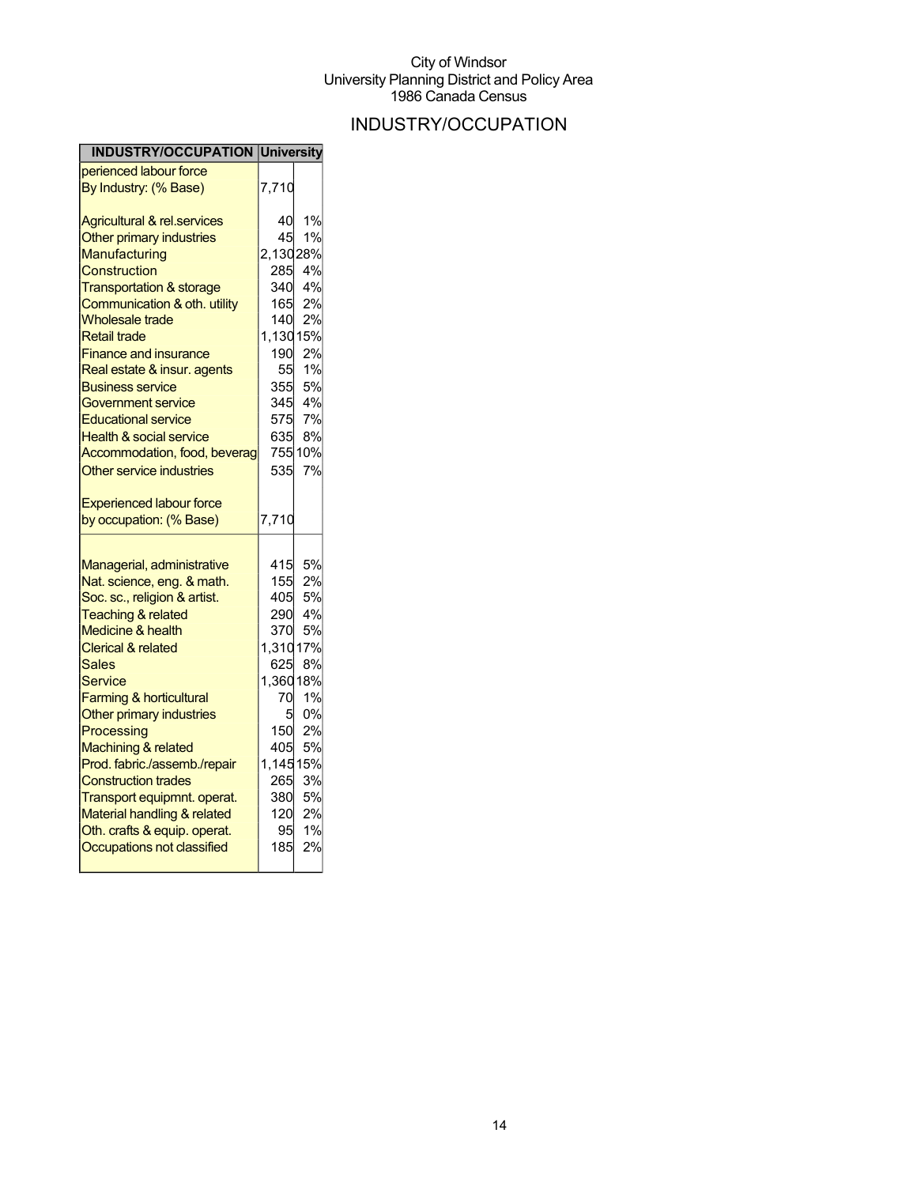City of Windsor
University Planning District and Policy Area
1986 Canada Census

# INDUSTRY/OCCUPATION

| INDUSTRY/OCCUPATION | University | |
|---|---|---|
| perienced labour force By Industry: (% Base) | 7,710 | |
| Agricultural & rel.services | 40 | 1% |
| Other primary industries | 45 | 1% |
| Manufacturing | 2,130 | 28% |
| Construction | 285 | 4% |
| Transportation & storage | 340 | 4% |
| Communication & oth. utility | 165 | 2% |
| Wholesale trade | 140 | 2% |
| Retail trade | 1,130 | 15% |
| Finance and insurance | 190 | 2% |
| Real estate & insur. agents | 55 | 1% |
| Business service | 355 | 5% |
| Government service | 345 | 4% |
| Educational service | 575 | 7% |
| Health & social service | 635 | 8% |
| Accommodation, food, beverag | 755 | 10% |
| Other service industries | 535 | 7% |
| Experienced labour force by occupation: (% Base) | 7,710 | |
| Managerial, administrative | 415 | 5% |
| Nat. science, eng. & math. | 155 | 2% |
| Soc. sc., religion & artist. | 405 | 5% |
| Teaching & related | 290 | 4% |
| Medicine & health | 370 | 5% |
| Clerical & related | 1,310 | 17% |
| Sales | 625 | 8% |
| Service | 1,360 | 18% |
| Farming & horticultural | 70 | 1% |
| Other primary industries | 5 | 0% |
| Processing | 150 | 2% |
| Machining & related | 405 | 5% |
| Prod. fabric./assemb./repair | 1,145 | 15% |
| Construction trades | 265 | 3% |
| Transport equipmnt. operat. | 380 | 5% |
| Material handling & related | 120 | 2% |
| Oth. crafts & equip. operat. | 95 | 1% |
| Occupations not classified | 185 | 2% |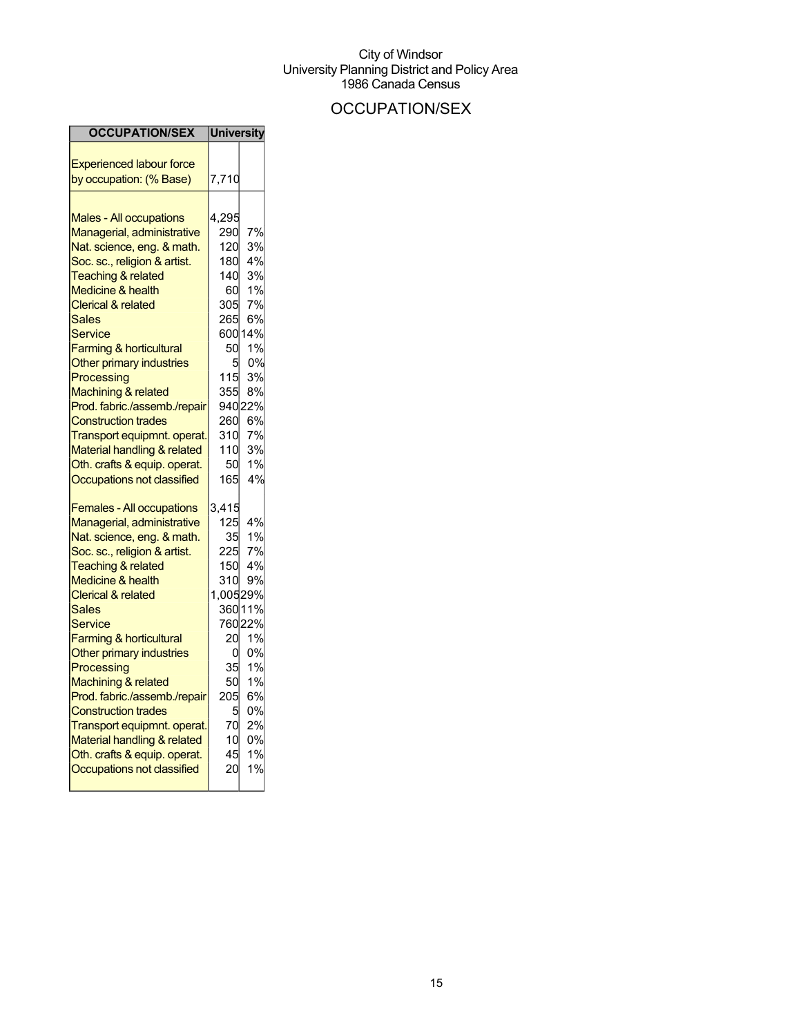City of Windsor
University Planning District and Policy Area
1986 Canada Census

# OCCUPATION/SEX

| OCCUPATION/SEX | University | |
|---|---|---|
| Experienced labour force by occupation: (% Base) | 7,710 | |
| Males - All occupations | 4,295 | |
| Managerial, administrative | 290 | 7% |
| Nat. science, eng. & math. | 120 | 3% |
| Soc. sc., religion & artist. | 180 | 4% |
| Teaching & related | 140 | 3% |
| Medicine & health | 60 | 1% |
| Clerical & related | 305 | 7% |
| Sales | 265 | 6% |
| Service | 600 | 14% |
| Farming & horticultural | 50 | 1% |
| Other primary industries | 5 | 0% |
| Processing | 115 | 3% |
| Machining & related | 355 | 8% |
| Prod. fabric./assemb./repair | 940 | 22% |
| Construction trades | 260 | 6% |
| Transport equipmnt. operat. | 310 | 7% |
| Material handling & related | 110 | 3% |
| Oth. crafts & equip. operat. | 50 | 1% |
| Occupations not classified | 165 | 4% |
| Females - All occupations | 3,415 | |
| Managerial, administrative | 125 | 4% |
| Nat. science, eng. & math. | 35 | 1% |
| Soc. sc., religion & artist. | 225 | 7% |
| Teaching & related | 150 | 4% |
| Medicine & health | 310 | 9% |
| Clerical & related | 1,005 | 29% |
| Sales | 360 | 11% |
| Service | 760 | 22% |
| Farming & horticultural | 20 | 1% |
| Other primary industries | 0 | 0% |
| Processing | 35 | 1% |
| Machining & related | 50 | 1% |
| Prod. fabric./assemb./repair | 205 | 6% |
| Construction trades | 5 | 0% |
| Transport equipmnt. operat. | 70 | 2% |
| Material handling & related | 10 | 0% |
| Oth. crafts & equip. operat. | 45 | 1% |
| Occupations not classified | 20 | 1% |